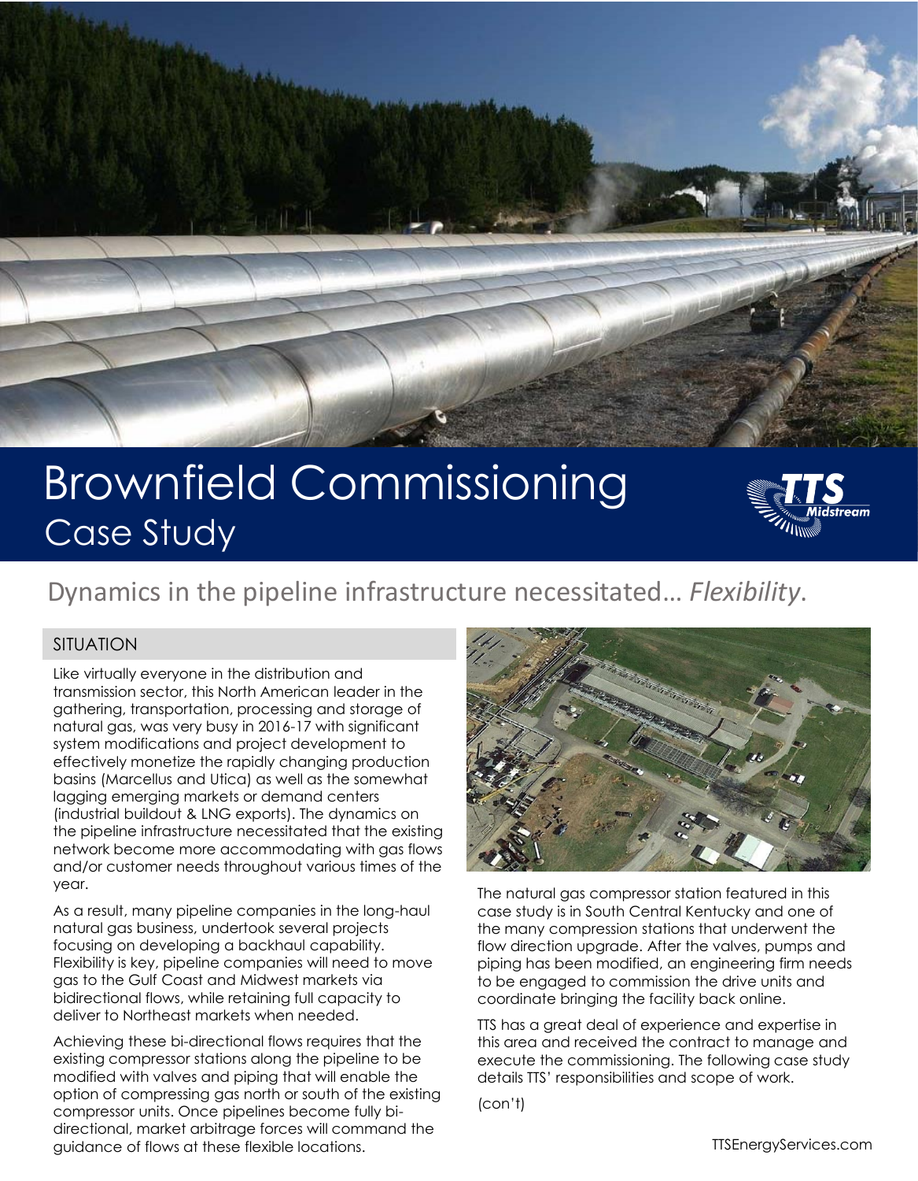# Brownfield Commissioning

## Case Study

TTS Midstream

### Dynamics in the pipeline infrastructure necessitated… *Flexibility*.

#### SITUATION

Like virtually everyone in the distribution and transmission sector, this North American leader in the gathering, transportation, processing and storage of natural gas, was very busy in 2016-17 with significant system modifications and project development to effectively monetize the rapidly changing production basins (Marcellus and Utica) as well as the somewhat lagging emerging markets or demand centers (industrial buildout & LNG exports). The dynamics on the pipeline infrastructure necessitated that the existing network become more accommodating with gas flows and/or customer needs throughout various times of the year.

As a result, many pipeline companies in the long-haul natural gas business, undertook several projects focusing on developing a backhaul capability. Flexibility is key, pipeline companies will need to move gas to the Gulf Coast and Midwest markets via bidirectional flows, while retaining full capacity to deliver to Northeast markets when needed.

Achieving these bi-directional flows requires that the existing compressor stations along the pipeline to be modified with valves and piping that will enable the option of compressing gas north or south of the existing compressor units. Once pipelines become fully bi-directional, market arbitrage forces will command the guidance of flows at these flexible locations.

The natural gas compressor station featured in this case study is in South Central Kentucky and one of the many compression stations that underwent the flow direction upgrade. After the valves, pumps and piping has been modified, an engineering firm needs to be engaged to commission the drive units and coordinate bringing the facility back online.

TTS has a great deal of experience and expertise in this area and received the contract to manage and execute the commissioning. The following case study details TTS' responsibilities and scope of work.

(con't)

TTSEnergyServices.com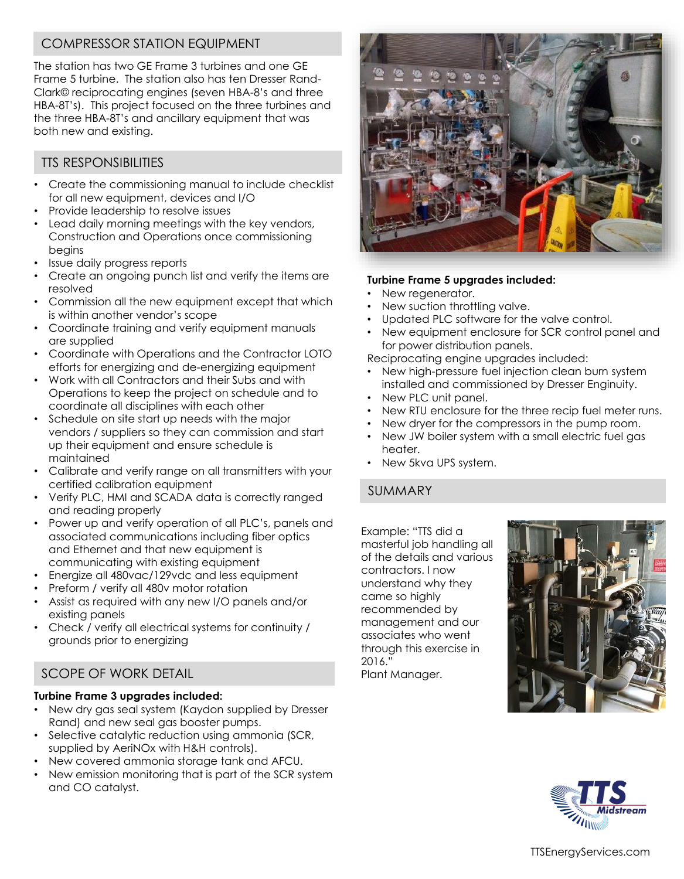## COMPRESSOR STATION EQUIPMENT

The station has two GE Frame 3 turbines and one GE Frame 5 turbine. The station also has ten Dresser Rand-Clark© reciprocating engines (seven HBA-8's and three HBA-8T's). This project focused on the three turbines and the three HBA-8T's and ancillary equipment that was both new and existing.

## TTS RESPONSIBILITIES

- Create the commissioning manual to include checklist for all new equipment, devices and I/O
- Provide leadership to resolve issues
- Lead daily morning meetings with the key vendors, Construction and Operations once commissioning begins
- Issue daily progress reports
- Create an ongoing punch list and verify the items are resolved
- Commission all the new equipment except that which is within another vendor's scope
- Coordinate training and verify equipment manuals are supplied
- Coordinate with Operations and the Contractor LOTO efforts for energizing and de-energizing equipment
- Work with all Contractors and their Subs and with Operations to keep the project on schedule and to coordinate all disciplines with each other
- Schedule on site start up needs with the major vendors / suppliers so they can commission and start up their equipment and ensure schedule is maintained
- Calibrate and verify range on all transmitters with your certified calibration equipment
- Verify PLC, HMI and SCADA data is correctly ranged and reading properly
- Power up and verify operation of all PLC's, panels and associated communications including fiber optics and Ethernet and that new equipment is communicating with existing equipment
- Energize all 480vac/129vdc and less equipment
- Preform / verify all 480v motor rotation
- Assist as required with any new I/O panels and/or existing panels
- Check / verify all electrical systems for continuity / grounds prior to energizing

## SCOPE OF WORK DETAIL

**Turbine Frame 3 upgrades included:**

- New dry gas seal system (Kaydon supplied by Dresser Rand) and new seal gas booster pumps.
- Selective catalytic reduction using ammonia (SCR, supplied by AeriNOx with H&H controls).
- New covered ammonia storage tank and AFCU.
- New emission monitoring that is part of the SCR system and CO catalyst.

**Turbine Frame 5 upgrades included:**

- New regenerator.
- New suction throttling valve.
- Updated PLC software for the valve control.
- New equipment enclosure for SCR control panel and for power distribution panels.

Reciprocating engine upgrades included:

- New high-pressure fuel injection clean burn system installed and commissioned by Dresser Enginuity.
- New PLC unit panel.
- New RTU enclosure for the three recip fuel meter runs.
- New dryer for the compressors in the pump room.
- New JW boiler system with a small electric fuel gas heater.
- New 5kva UPS system.

## SUMMARY

Example: "TTS did a masterful job handling all of the details and various contractors. I now understand why they came so highly recommended by management and our associates who went through this exercise in 2016."
Plant Manager.

TTSEnergyServices.com